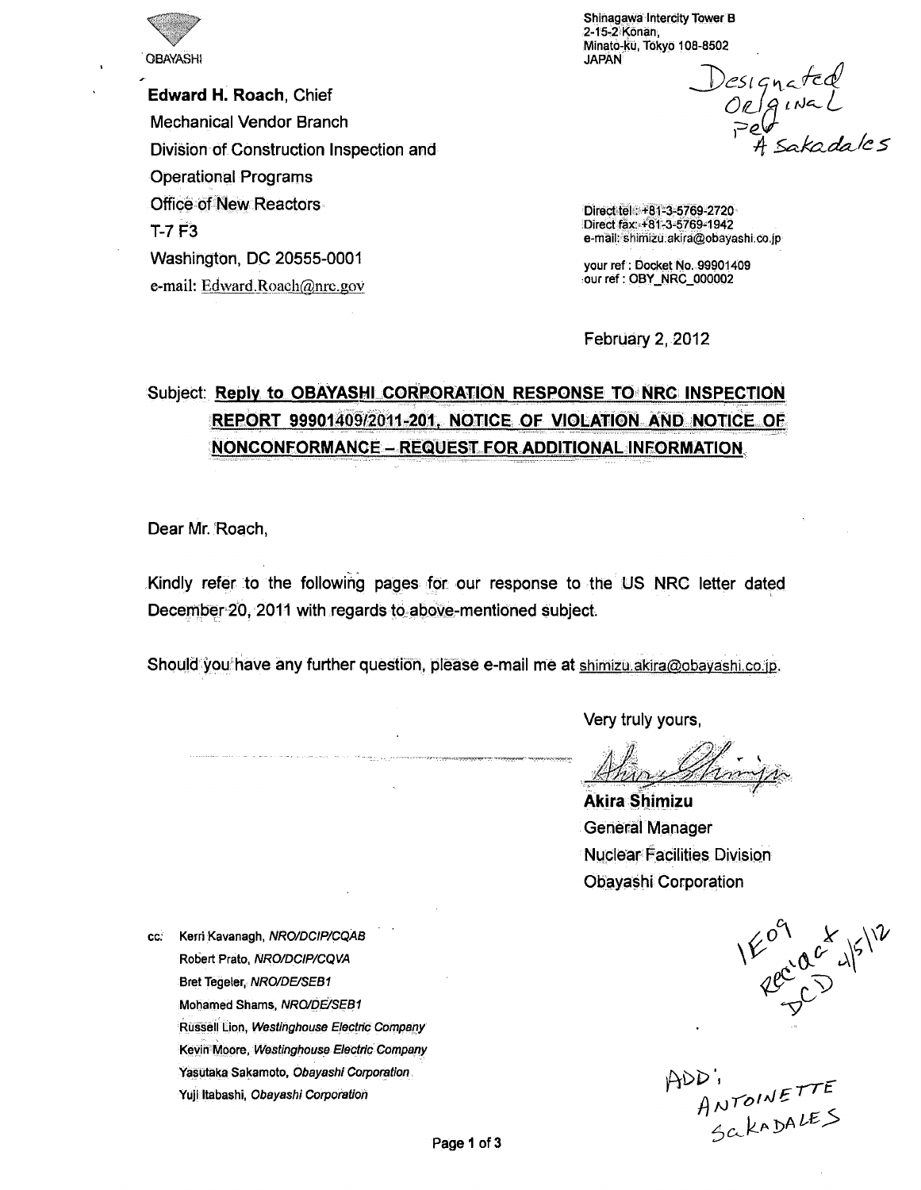OBAYASHI

**Edward H. Roach**, Chief
Mechanical Vendor Branch
Division of Construction Inspection and
Operational Programs
Office of New Reactors
T-7 F3
Washington, DC 20555-0001
e-mail: Edward.Roach@nrc.gov

Shinagawa Intercity Tower B
2-15-2 Konan,
Minato-ku, Tokyo 108-8502
JAPAN

Designated Original Per A Sakadales

Direct tel.: +81-3-5769-2720
Direct fax: +81-3-5769-1942
e-mail: shimizu.akira@obayashi.co.jp

your ref : Docket No. 99901409
our ref : OBY_NRC_000002

February 2, 2012

Subject: **Reply to OBAYASHI CORPORATION RESPONSE TO NRC INSPECTION REPORT 99901409/2011-201, NOTICE OF VIOLATION AND NOTICE OF NONCONFORMANCE – REQUEST FOR ADDITIONAL INFORMATION**

Dear Mr. Roach,

Kindly refer to the following pages for our response to the US NRC letter dated December 20, 2011 with regards to above-mentioned subject.

Should you have any further question, please e-mail me at shimizu.akira@obayashi.co.jp.

Very truly yours,

**Akira Shimizu**
General Manager
Nuclear Facilities Division
Obayashi Corporation

cc: Kerri Kavanagh, *NRO/DCIP/CQAB*
Robert Prato, *NRO/DCIP/CQVA*
Bret Tegeler, *NRO/DE/SEB1*
Mohamed Shams, *NRO/DE/SEB1*
Russell Lion, *Westinghouse Electric Company*
Kevin Moore, *Westinghouse Electric Company*
Yasutaka Sakamoto, *Obayashi Corporation*
Yuji Itabashi, *Obayashi Corporation*

IE09 Rec'd 4/5/12 DCD

ADD: ANTOINETTE SAKADALES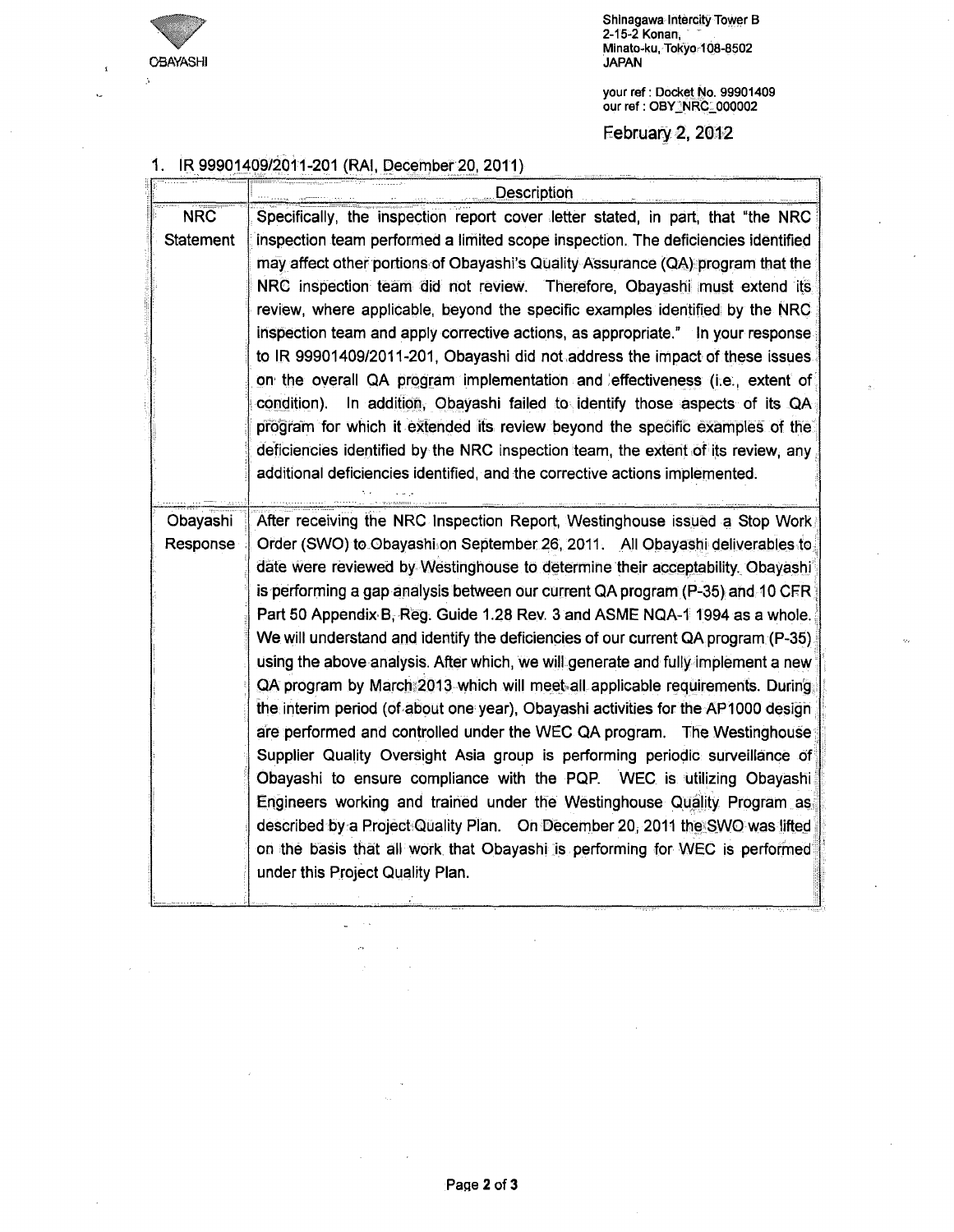OBAYASHI

Shinagawa Intercity Tower B
2-15-2 Konan,
Minato-ku, Tokyo 108-8502
JAPAN

your ref : Docket No. 99901409
our ref : OBY_NRC_000002

February 2, 2012

1. IR 99901409/2011-201 (RAI, December 20, 2011)

| | Description |
|---|---|
| NRC Statement | Specifically, the inspection report cover letter stated, in part, that "the NRC inspection team performed a limited scope inspection. The deficiencies identified may affect other portions of Obayashi's Quality Assurance (QA) program that the NRC inspection team did not review. Therefore, Obayashi must extend its review, where applicable, beyond the specific examples identified by the NRC inspection team and apply corrective actions, as appropriate." In your response to IR 99901409/2011-201, Obayashi did not address the impact of these issues on the overall QA program implementation and effectiveness (i.e., extent of condition). In addition, Obayashi failed to identify those aspects of its QA program for which it extended its review beyond the specific examples of the deficiencies identified by the NRC inspection team, the extent of its review, any additional deficiencies identified, and the corrective actions implemented. |
| Obayashi Response | After receiving the NRC Inspection Report, Westinghouse issued a Stop Work Order (SWO) to Obayashi on September 26, 2011. All Obayashi deliverables to date were reviewed by Westinghouse to determine their acceptability. Obayashi is performing a gap analysis between our current QA program (P-35) and 10 CFR Part 50 Appendix B, Reg. Guide 1.28 Rev. 3 and ASME NQA-1 1994 as a whole. We will understand and identify the deficiencies of our current QA program (P-35) using the above analysis. After which, we will generate and fully implement a new QA program by March 2013 which will meet all applicable requirements. During the interim period (of about one year), Obayashi activities for the AP1000 design are performed and controlled under the WEC QA program. The Westinghouse Supplier Quality Oversight Asia group is performing periodic surveillance of Obayashi to ensure compliance with the PQP. WEC is utilizing Obayashi Engineers working and trained under the Westinghouse Quality Program as described by a Project Quality Plan. On December 20, 2011 the SWO was lifted on the basis that all work that Obayashi is performing for WEC is performed under this Project Quality Plan. |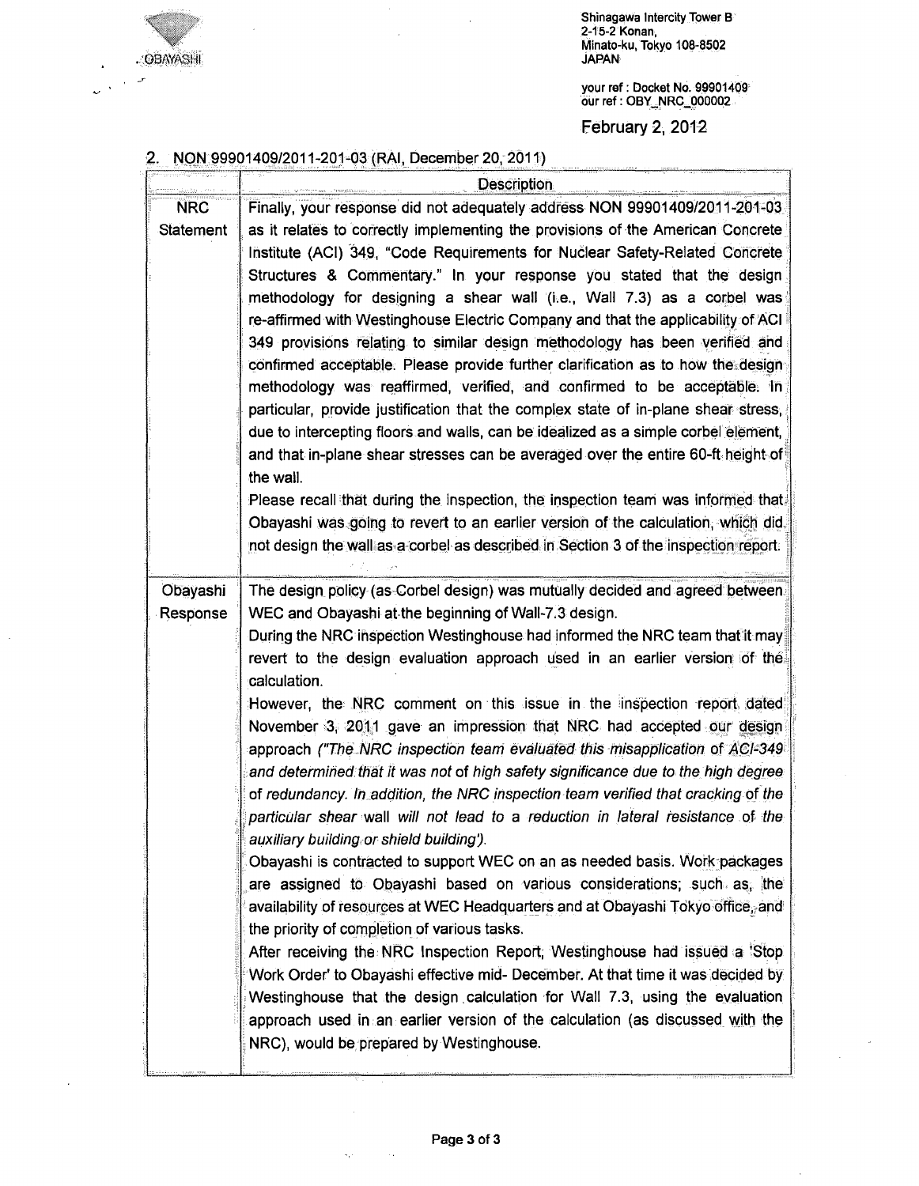OBAYASHI

Shinagawa Intercity Tower B
2-15-2 Konan,
Minato-ku, Tokyo 108-8502
JAPAN

your ref : Docket No. 99901409
our ref : OBY_NRC_000002

February 2, 2012

2. NON 99901409/2011-201-03 (RAI, December 20, 2011)

| | Description |
|---|---|
| NRC Statement | Finally, your response did not adequately address NON 99901409/2011-201-03 as it relates to correctly implementing the provisions of the American Concrete Institute (ACI) 349, "Code Requirements for Nuclear Safety-Related Concrete Structures & Commentary." In your response you stated that the design methodology for designing a shear wall (i.e., Wall 7.3) as a corbel was re-affirmed with Westinghouse Electric Company and that the applicability of ACI 349 provisions relating to similar design methodology has been verified and confirmed acceptable. Please provide further clarification as to how the design methodology was reaffirmed, verified, and confirmed to be acceptable. In particular, provide justification that the complex state of in-plane shear stress, due to intercepting floors and walls, can be idealized as a simple corbel element, and that in-plane shear stresses can be averaged over the entire 60-ft height of the wall.<br>Please recall that during the inspection, the inspection team was informed that Obayashi was going to revert to an earlier version of the calculation, which did not design the wall as a corbel as described in Section 3 of the inspection report. |
| Obayashi Response | The design policy (as Corbel design) was mutually decided and agreed between WEC and Obayashi at the beginning of Wall-7.3 design.<br>During the NRC inspection Westinghouse had informed the NRC team that it may revert to the design evaluation approach used in an earlier version of the calculation.<br>However, the NRC comment on this issue in the inspection report dated November 3, 2011 gave an impression that NRC had accepted our design approach *("The NRC inspection team evaluated this misapplication of ACI-349 and determined that it was not of high safety significance due to the high degree of redundancy. In addition, the NRC inspection team verified that cracking of the particular shear wall will not lead to a reduction in lateral resistance of the auxiliary building or shield building')*.<br>Obayashi is contracted to support WEC on an as needed basis. Work packages are assigned to Obayashi based on various considerations; such as, the availability of resources at WEC Headquarters and at Obayashi Tokyo office, and the priority of completion of various tasks.<br>After receiving the NRC Inspection Report, Westinghouse had issued a 'Stop Work Order' to Obayashi effective mid- December. At that time it was decided by Westinghouse that the design calculation for Wall 7.3, using the evaluation approach used in an earlier version of the calculation (as discussed with the NRC), would be prepared by Westinghouse. |